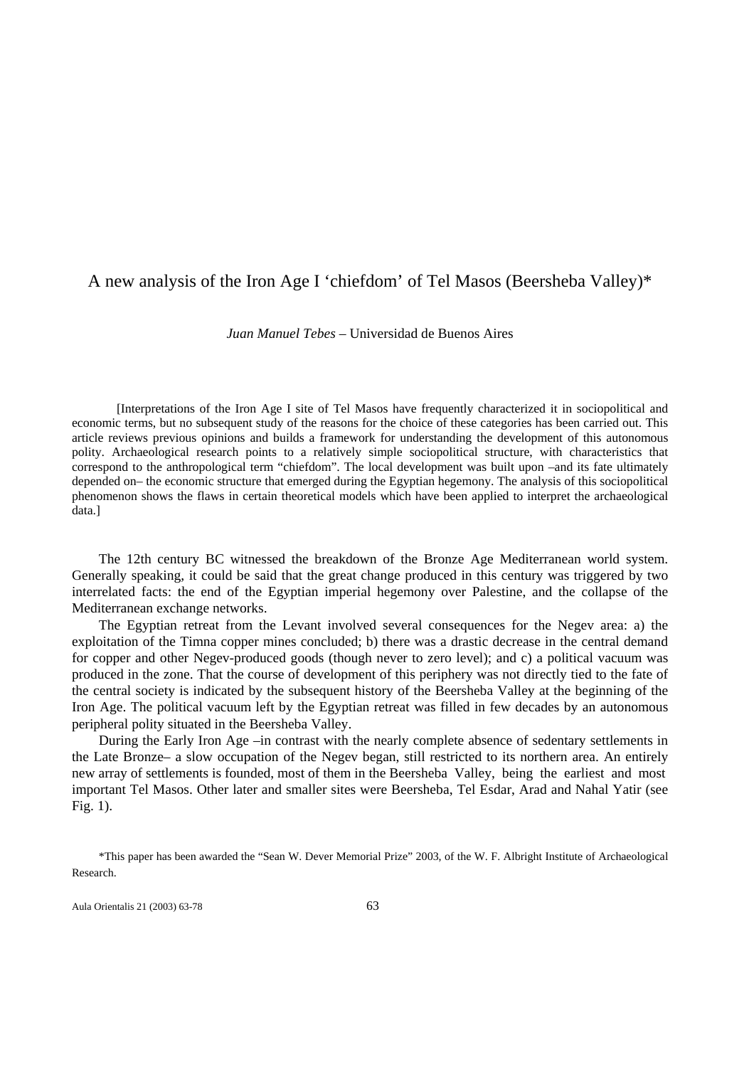# A new analysis of the Iron Age I 'chiefdom' of Tel Masos (Beersheba Valley)*

*Juan Manuel Tebes* – Universidad de Buenos Aires

[Interpretations of the Iron Age I site of Tel Masos have frequently characterized it in sociopolitical and economic terms, but no subsequent study of the reasons for the choice of these categories has been carried out. This article reviews previous opinions and builds a framework for understanding the development of this autonomous polity. Archaeological research points to a relatively simple sociopolitical structure, with characteristics that correspond to the anthropological term "chiefdom". The local development was built upon –and its fate ultimately depended on– the economic structure that emerged during the Egyptian hegemony. The analysis of this sociopolitical phenomenon shows the flaws in certain theoretical models which have been applied to interpret the archaeological data.]

The 12th century BC witnessed the breakdown of the Bronze Age Mediterranean world system. Generally speaking, it could be said that the great change produced in this century was triggered by two interrelated facts: the end of the Egyptian imperial hegemony over Palestine, and the collapse of the Mediterranean exchange networks.

The Egyptian retreat from the Levant involved several consequences for the Negev area: a) the exploitation of the Timna copper mines concluded; b) there was a drastic decrease in the central demand for copper and other Negev-produced goods (though never to zero level); and c) a political vacuum was produced in the zone. That the course of development of this periphery was not directly tied to the fate of the central society is indicated by the subsequent history of the Beersheba Valley at the beginning of the Iron Age. The political vacuum left by the Egyptian retreat was filled in few decades by an autonomous peripheral polity situated in the Beersheba Valley.

During the Early Iron Age –in contrast with the nearly complete absence of sedentary settlements in the Late Bronze– a slow occupation of the Negev began, still restricted to its northern area. An entirely new array of settlements is founded, most of them in the Beersheba Valley, being the earliest and most important Tel Masos. Other later and smaller sites were Beersheba, Tel Esdar, Arad and Nahal Yatir (see Fig. 1).

*This paper has been awarded the "Sean W. Dever Memorial Prize" 2003, of the W. F. Albright Institute of Archaeological Research.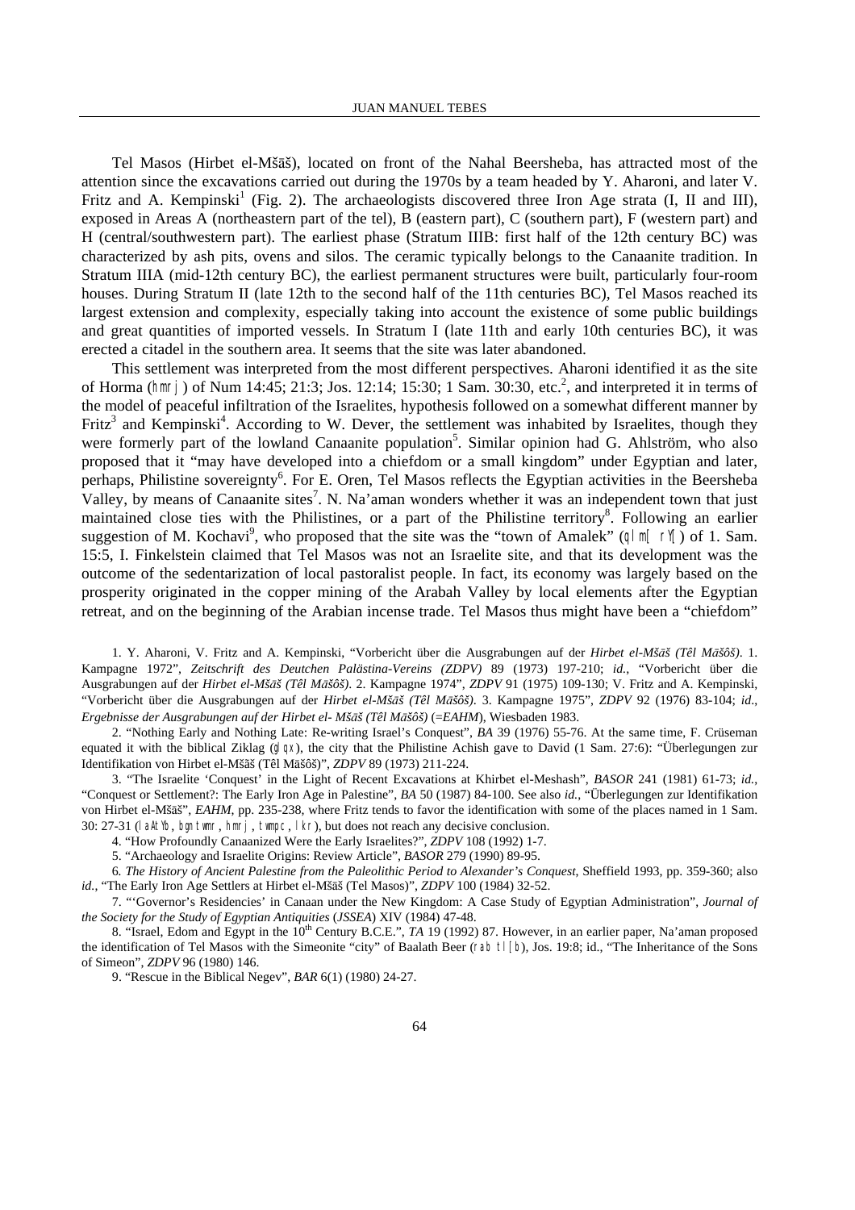Tel Masos (Hirbet el-Mšāš), located on front of the Nahal Beersheba, has attracted most of the attention since the excavations carried out during the 1970s by a team headed by Y. Aharoni, and later V. Fritz and A. Kempinski[1] (Fig. 2). The archaeologists discovered three Iron Age strata (I, II and III), exposed in Areas A (northeastern part of the tel), B (eastern part), C (southern part), F (western part) and H (central/southwestern part). The earliest phase (Stratum IIIB: first half of the 12th century BC) was characterized by ash pits, ovens and silos. The ceramic typically belongs to the Canaanite tradition. In Stratum IIIA (mid-12th century BC), the earliest permanent structures were built, particularly four-room houses. During Stratum II (late 12th to the second half of the 11th centuries BC), Tel Masos reached its largest extension and complexity, especially taking into account the existence of some public buildings and great quantities of imported vessels. In Stratum I (late 11th and early 10th centuries BC), it was erected a citadel in the southern area. It seems that the site was later abandoned.

This settlement was interpreted from the most different perspectives. Aharoni identified it as the site of Horma (hmrj) of Num 14:45; 21:3; Jos. 12:14; 15:30; 1 Sam. 30:30, etc.[2], and interpreted it in terms of the model of peaceful infiltration of the Israelites, hypothesis followed on a somewhat different manner by Fritz[3] and Kempinski[4]. According to W. Dever, the settlement was inhabited by Israelites, though they were formerly part of the lowland Canaanite population[5]. Similar opinion had G. Ahlström, who also proposed that it "may have developed into a chiefdom or a small kingdom" under Egyptian and later, perhaps, Philistine sovereignty[6]. For E. Oren, Tel Masos reflects the Egyptian activities in the Beersheba Valley, by means of Canaanite sites[7]. N. Na'aman wonders whether it was an independent town that just maintained close ties with the Philistines, or a part of the Philistine territory[8]. Following an earlier suggestion of M. Kochavi[9], who proposed that the site was the "town of Amalek" (qlm[ ry[) of 1. Sam. 15:5, I. Finkelstein claimed that Tel Masos was not an Israelite site, and that its development was the outcome of the sedentarization of local pastoralist people. In fact, its economy was largely based on the prosperity originated in the copper mining of the Arabah Valley by local elements after the Egyptian retreat, and on the beginning of the Arabian incense trade. Tel Masos thus might have been a "chiefdom"

1. Y. Aharoni, V. Fritz and A. Kempinski, "Vorbericht über die Ausgrabungen auf der *Hirbet el-Mšāš (Têl Māšôš)*. 1. Kampagne 1972", *Zeitschrift des Deutchen Palästina-Vereins (ZDPV)* 89 (1973) 197-210; *id.*, "Vorbericht über die Ausgrabungen auf der *Hirbet el-Mšāš (Têl Māšôš)*. 2. Kampagne 1974", *ZDPV* 91 (1975) 109-130; V. Fritz and A. Kempinski, "Vorbericht über die Ausgrabungen auf der *Hirbet el-Mšāš (Têl Māšôš)*. 3. Kampagne 1975", *ZDPV* 92 (1976) 83-104; *id*., *Ergebnisse der Ausgrabungen auf der Hirbet el- Mšāš (Têl Māšôš)* (=*EAHM*), Wiesbaden 1983.

2. "Nothing Early and Nothing Late: Re-writing Israel's Conquest", *BA* 39 (1976) 55-76. At the same time, F. Crüseman equated it with the biblical Ziklag (glqx), the city that the Philistine Achish gave to David (1 Sam. 27:6): "Überlegungen zur Identifikation von Hirbet el-Mšāš (Têl Māšôš)", *ZDPV* 89 (1973) 211-224.

3. "The Israelite 'Conquest' in the Light of Recent Excavations at Khirbet el-Meshash", *BASOR* 241 (1981) 61-73; *id.*, "Conquest or Settlement?: The Early Iron Age in Palestine", *BA* 50 (1987) 84-100. See also *id.*, "Überlegungen zur Identifikation von Hirbet el-Mšāš", *EAHM*, pp. 235-238, where Fritz tends to favor the identification with some of the places named in 1 Sam. 30: 27-31 (laAtYb, bgn twmr, hmrj, twmpc, lkr), but does not reach any decisive conclusion.

4. "How Profoundly Canaanized Were the Early Israelites?", *ZDPV* 108 (1992) 1-7.

5. "Archaeology and Israelite Origins: Review Article", *BASOR* 279 (1990) 89-95.

6. *The History of Ancient Palestine from the Paleolithic Period to Alexander's Conquest*, Sheffield 1993, pp. 359-360; also *id.*, "The Early Iron Age Settlers at Hirbet el-Mšāš (Tel Masos)", *ZDPV* 100 (1984) 32-52.

7. "'Governor's Residencies' in Canaan under the New Kingdom: A Case Study of Egyptian Administration", *Journal of the Society for the Study of Egyptian Antiquities* (*JSSEA*) XIV (1984) 47-48.

8. "Israel, Edom and Egypt in the 10th Century B.C.E.", *TA* 19 (1992) 87. However, in an earlier paper, Na'aman proposed the identification of Tel Masos with the Simeonite "city" of Baalath Beer (rab tl[b), Jos. 19:8; id., "The Inheritance of the Sons of Simeon", *ZDPV* 96 (1980) 146.

9. "Rescue in the Biblical Negev", *BAR* 6(1) (1980) 24-27.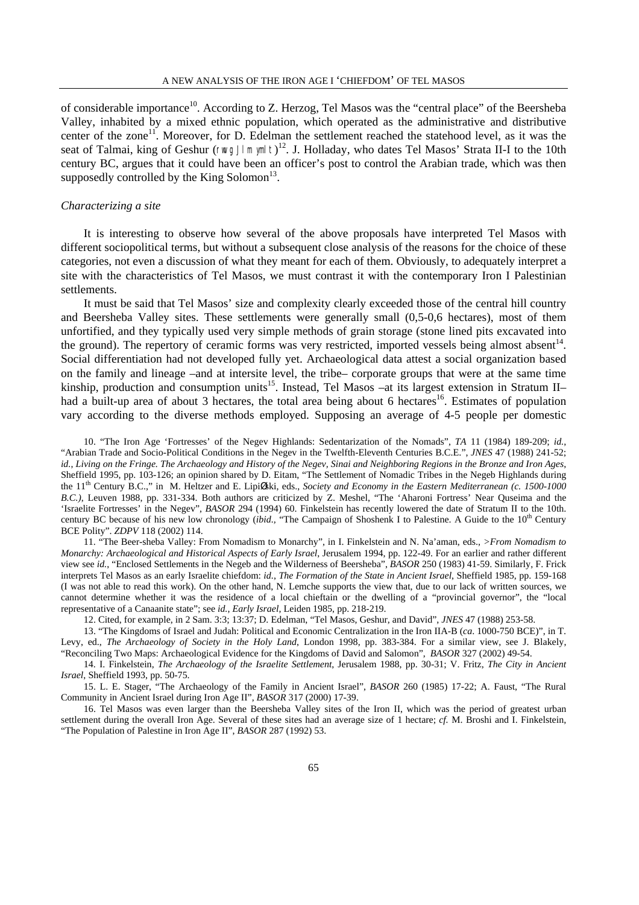of considerable importance[10]. According to Z. Herzog, Tel Masos was the "central place" of the Beersheba Valley, inhabited by a mixed ethnic population, which operated as the administrative and distributive center of the zone[11]. Moreover, for D. Edelman the settlement reached the statehood level, as it was the seat of Talmai, king of Geshur (rwgJ Im ymlt)[12]. J. Holladay, who dates Tel Masos' Strata II-I to the 10th century BC, argues that it could have been an officer's post to control the Arabian trade, which was then supposedly controlled by the King Solomon[13].

*Characterizing a site*

It is interesting to observe how several of the above proposals have interpreted Tel Masos with different sociopolitical terms, but without a subsequent close analysis of the reasons for the choice of these categories, not even a discussion of what they meant for each of them. Obviously, to adequately interpret a site with the characteristics of Tel Masos, we must contrast it with the contemporary Iron I Palestinian settlements.

It must be said that Tel Masos' size and complexity clearly exceeded those of the central hill country and Beersheba Valley sites. These settlements were generally small (0,5-0,6 hectares), most of them unfortified, and they typically used very simple methods of grain storage (stone lined pits excavated into the ground). The repertory of ceramic forms was very restricted, imported vessels being almost absent[14]. Social differentiation had not developed fully yet. Archaeological data attest a social organization based on the family and lineage –and at intersite level, the tribe– corporate groups that were at the same time kinship, production and consumption units[15]. Instead, Tel Masos –at its largest extension in Stratum II– had a built-up area of about 3 hectares, the total area being about 6 hectares[16]. Estimates of population vary according to the diverse methods employed. Supposing an average of 4-5 people per domestic

10. "The Iron Age 'Fortresses' of the Negev Highlands: Sedentarization of the Nomads", *TA* 11 (1984) 189-209; *id.*, "Arabian Trade and Socio-Political Conditions in the Negev in the Twelfth-Eleventh Centuries B.C.E.", *JNES* 47 (1988) 241-52; *id.*, *Living on the Fringe. The Archaeology and History of the Negev, Sinai and Neighboring Regions in the Bronze and Iron Ages*, Sheffield 1995, pp. 103-126; an opinion shared by D. Eitam, "The Settlement of Nomadic Tribes in the Negeb Highlands during the 11th Century B.C.," in M. Heltzer and E. LipiØski, eds., *Society and Economy in the Eastern Mediterranean (c. 1500-1000 B.C.)*, Leuven 1988, pp. 331-334. Both authors are criticized by Z. Meshel, "The 'Aharoni Fortress' Near Quseima and the 'Israelite Fortresses' in the Negev", *BASOR* 294 (1994) 60. Finkelstein has recently lowered the date of Stratum II to the 10th. century BC because of his new low chronology (*ibid.*, "The Campaign of Shoshenk I to Palestine. A Guide to the 10th Century BCE Polity". *ZDPV* 118 (2002) 114.

11. "The Beer-sheba Valley: From Nomadism to Monarchy", in I. Finkelstein and N. Na'aman, eds., *>From Nomadism to Monarchy: Archaeological and Historical Aspects of Early Israel*, Jerusalem 1994, pp. 122-49. For an earlier and rather different view see *id.*, "Enclosed Settlements in the Negeb and the Wilderness of Beersheba", *BASOR* 250 (1983) 41-59. Similarly, F. Frick interprets Tel Masos as an early Israelite chiefdom: *id.*, *The Formation of the State in Ancient Israel*, Sheffield 1985, pp. 159-168 (I was not able to read this work). On the other hand, N. Lemche supports the view that, due to our lack of written sources, we cannot determine whether it was the residence of a local chieftain or the dwelling of a "provincial governor", the "local representative of a Canaanite state"; see *id.*, *Early Israel*, Leiden 1985, pp. 218-219.

12. Cited, for example, in 2 Sam. 3:3; 13:37; D. Edelman, "Tel Masos, Geshur, and David", *JNES* 47 (1988) 253-58.

13. "The Kingdoms of Israel and Judah: Political and Economic Centralization in the Iron IIA-B (*ca*. 1000-750 BCE)", in T. Levy, ed., *The Archaeology of Society in the Holy Land*, London 1998, pp. 383-384. For a similar view, see J. Blakely, "Reconciling Two Maps: Archaeological Evidence for the Kingdoms of David and Salomon", *BASOR* 327 (2002) 49-54.

14. I. Finkelstein, *The Archaeology of the Israelite Settlement*, Jerusalem 1988, pp. 30-31; V. Fritz, *The City in Ancient Israel*, Sheffield 1993, pp. 50-75.

15. L. E. Stager, "The Archaeology of the Family in Ancient Israel", *BASOR* 260 (1985) 17-22; A. Faust, "The Rural Community in Ancient Israel during Iron Age II", *BASOR* 317 (2000) 17-39.

16. Tel Masos was even larger than the Beersheba Valley sites of the Iron II, which was the period of greatest urban settlement during the overall Iron Age. Several of these sites had an average size of 1 hectare; *cf.* M. Broshi and I. Finkelstein, "The Population of Palestine in Iron Age II", *BASOR* 287 (1992) 53.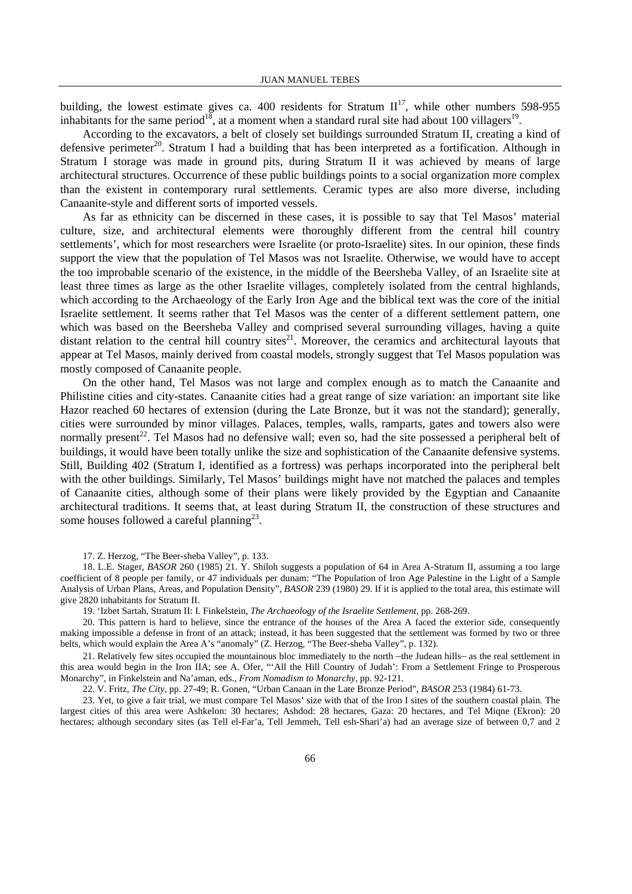building, the lowest estimate gives ca. 400 residents for Stratum II[17], while other numbers 598-955 inhabitants for the same period[18], at a moment when a standard rural site had about 100 villagers[19].

According to the excavators, a belt of closely set buildings surrounded Stratum II, creating a kind of defensive perimeter[20]. Stratum I had a building that has been interpreted as a fortification. Although in Stratum I storage was made in ground pits, during Stratum II it was achieved by means of large architectural structures. Occurrence of these public buildings points to a social organization more complex than the existent in contemporary rural settlements. Ceramic types are also more diverse, including Canaanite-style and different sorts of imported vessels.

As far as ethnicity can be discerned in these cases, it is possible to say that Tel Masos' material culture, size, and architectural elements were thoroughly different from the central hill country settlements', which for most researchers were Israelite (or proto-Israelite) sites. In our opinion, these finds support the view that the population of Tel Masos was not Israelite. Otherwise, we would have to accept the too improbable scenario of the existence, in the middle of the Beersheba Valley, of an Israelite site at least three times as large as the other Israelite villages, completely isolated from the central highlands, which according to the Archaeology of the Early Iron Age and the biblical text was the core of the initial Israelite settlement. It seems rather that Tel Masos was the center of a different settlement pattern, one which was based on the Beersheba Valley and comprised several surrounding villages, having a quite distant relation to the central hill country sites[21]. Moreover, the ceramics and architectural layouts that appear at Tel Masos, mainly derived from coastal models, strongly suggest that Tel Masos population was mostly composed of Canaanite people.

On the other hand, Tel Masos was not large and complex enough as to match the Canaanite and Philistine cities and city-states. Canaanite cities had a great range of size variation: an important site like Hazor reached 60 hectares of extension (during the Late Bronze, but it was not the standard); generally, cities were surrounded by minor villages. Palaces, temples, walls, ramparts, gates and towers also were normally present[22]. Tel Masos had no defensive wall; even so, had the site possessed a peripheral belt of buildings, it would have been totally unlike the size and sophistication of the Canaanite defensive systems. Still, Building 402 (Stratum I, identified as a fortress) was perhaps incorporated into the peripheral belt with the other buildings. Similarly, Tel Masos' buildings might have not matched the palaces and temples of Canaanite cities, although some of their plans were likely provided by the Egyptian and Canaanite architectural traditions. It seems that, at least during Stratum II, the construction of these structures and some houses followed a careful planning[23].

17. Z. Herzog, "The Beer-sheba Valley", p. 133.

18. L.E. Stager, *BASOR* 260 (1985) 21. Y. Shiloh suggests a population of 64 in Area A-Stratum II, assuming a too large coefficient of 8 people per family, or 47 individuals per dunam: "The Population of Iron Age Palestine in the Light of a Sample Analysis of Urban Plans, Areas, and Population Density", *BASOR* 239 (1980) 29. If it is applied to the total area, this estimate will give 2820 inhabitants for Stratum II.

19. 'Izbet Sartah, Stratum II: I. Finkelstein, *The Archaeology of the Israelite Settlement*, pp. 268-269.

20. This pattern is hard to believe, since the entrance of the houses of the Area A faced the exterior side, consequently making impossible a defense in front of an attack; instead, it has been suggested that the settlement was formed by two or three belts, which would explain the Area A's "anomaly" (Z. Herzog, "The Beer-sheba Valley", p. 132).

21. Relatively few sites occupied the mountainous bloc immediately to the north –the Judean hills– as the real settlement in this area would begin in the Iron IIA; see A. Ofer, "'All the Hill Country of Judah': From a Settlement Fringe to Prosperous Monarchy", in Finkelstein and Na'aman, eds., *From Nomadism to Monarchy*, pp. 92-121.

22. V. Fritz, *The City*, pp. 27-49; R. Gonen, "Urban Canaan in the Late Bronze Period", *BASOR* 253 (1984) 61-73.

23. Yet, to give a fair trial, we must compare Tel Masos' size with that of the Iron I sites of the southern coastal plain. The largest cities of this area were Ashkelon: 30 hectares; Ashdod: 28 hectares, Gaza: 20 hectares, and Tel Miqne (Ekron): 20 hectares; although secondary sites (as Tell el-Far'a, Tell Jemmeh, Tell esh-Shari'a) had an average size of between 0,7 and 2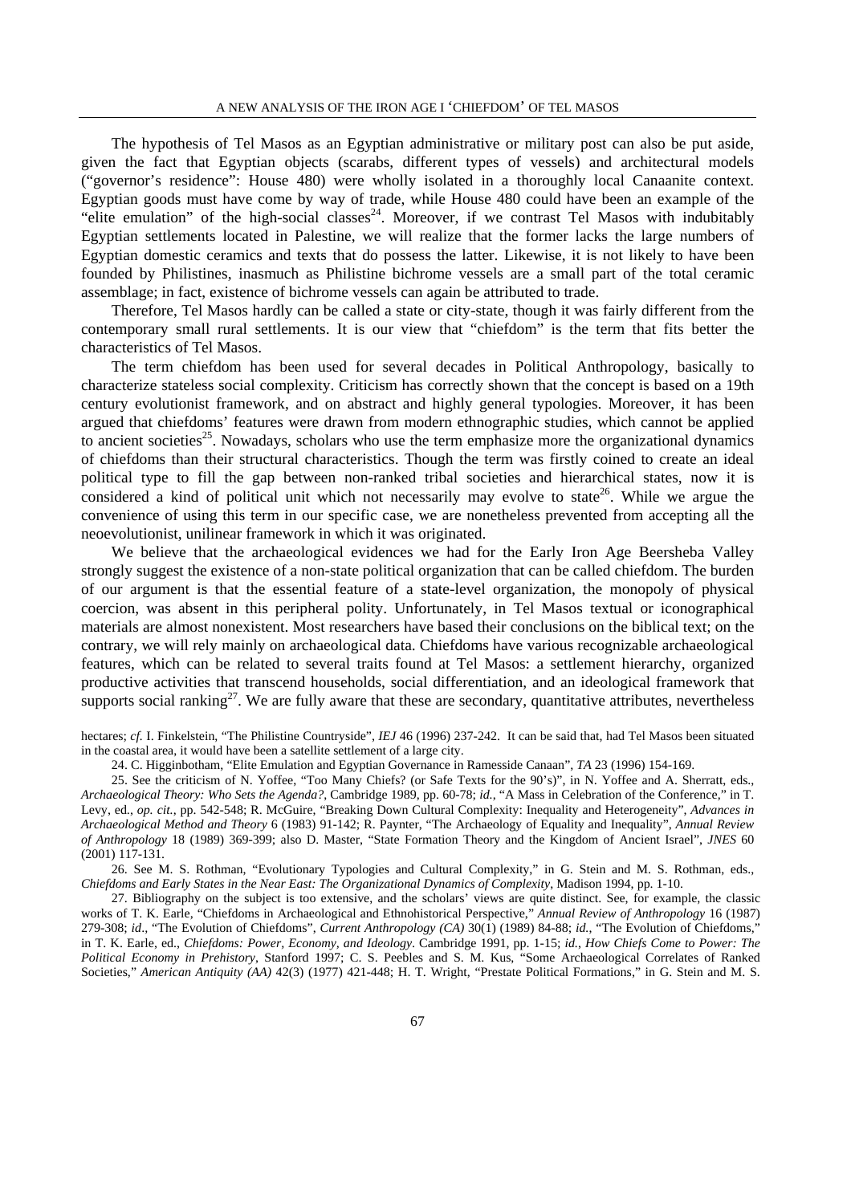The hypothesis of Tel Masos as an Egyptian administrative or military post can also be put aside, given the fact that Egyptian objects (scarabs, different types of vessels) and architectural models ("governor's residence": House 480) were wholly isolated in a thoroughly local Canaanite context. Egyptian goods must have come by way of trade, while House 480 could have been an example of the "elite emulation" of the high-social classes[24]. Moreover, if we contrast Tel Masos with indubitably Egyptian settlements located in Palestine, we will realize that the former lacks the large numbers of Egyptian domestic ceramics and texts that do possess the latter. Likewise, it is not likely to have been founded by Philistines, inasmuch as Philistine bichrome vessels are a small part of the total ceramic assemblage; in fact, existence of bichrome vessels can again be attributed to trade.

Therefore, Tel Masos hardly can be called a state or city-state, though it was fairly different from the contemporary small rural settlements. It is our view that "chiefdom" is the term that fits better the characteristics of Tel Masos.

The term chiefdom has been used for several decades in Political Anthropology, basically to characterize stateless social complexity. Criticism has correctly shown that the concept is based on a 19th century evolutionist framework, and on abstract and highly general typologies. Moreover, it has been argued that chiefdoms' features were drawn from modern ethnographic studies, which cannot be applied to ancient societies[25]. Nowadays, scholars who use the term emphasize more the organizational dynamics of chiefdoms than their structural characteristics. Though the term was firstly coined to create an ideal political type to fill the gap between non-ranked tribal societies and hierarchical states, now it is considered a kind of political unit which not necessarily may evolve to state[26]. While we argue the convenience of using this term in our specific case, we are nonetheless prevented from accepting all the neoevolutionist, unilinear framework in which it was originated.

We believe that the archaeological evidences we had for the Early Iron Age Beersheba Valley strongly suggest the existence of a non-state political organization that can be called chiefdom. The burden of our argument is that the essential feature of a state-level organization, the monopoly of physical coercion, was absent in this peripheral polity. Unfortunately, in Tel Masos textual or iconographical materials are almost nonexistent. Most researchers have based their conclusions on the biblical text; on the contrary, we will rely mainly on archaeological data. Chiefdoms have various recognizable archaeological features, which can be related to several traits found at Tel Masos: a settlement hierarchy, organized productive activities that transcend households, social differentiation, and an ideological framework that supports social ranking[27]. We are fully aware that these are secondary, quantitative attributes, nevertheless

hectares; *cf.* I. Finkelstein, "The Philistine Countryside", *IEJ* 46 (1996) 237-242. It can be said that, had Tel Masos been situated in the coastal area, it would have been a satellite settlement of a large city.

24. C. Higginbotham, "Elite Emulation and Egyptian Governance in Ramesside Canaan", *TA* 23 (1996) 154-169.

25. See the criticism of N. Yoffee, "Too Many Chiefs? (or Safe Texts for the 90's)", in N. Yoffee and A. Sherratt, eds., *Archaeological Theory: Who Sets the Agenda?*, Cambridge 1989, pp. 60-78; *id.*, "A Mass in Celebration of the Conference," in T. Levy, ed., *op. cit.*, pp. 542-548; R. McGuire, "Breaking Down Cultural Complexity: Inequality and Heterogeneity", *Advances in Archaeological Method and Theory* 6 (1983) 91-142; R. Paynter, "The Archaeology of Equality and Inequality", *Annual Review of Anthropology* 18 (1989) 369-399; also D. Master, "State Formation Theory and the Kingdom of Ancient Israel", *JNES* 60 (2001) 117-131.

26. See M. S. Rothman, "Evolutionary Typologies and Cultural Complexity," in G. Stein and M. S. Rothman, eds., *Chiefdoms and Early States in the Near East: The Organizational Dynamics of Complexity*, Madison 1994, pp. 1-10.

27. Bibliography on the subject is too extensive, and the scholars' views are quite distinct. See, for example, the classic works of T. K. Earle, "Chiefdoms in Archaeological and Ethnohistorical Perspective," *Annual Review of Anthropology* 16 (1987) 279-308; *id*., "The Evolution of Chiefdoms", *Current Anthropology (CA)* 30(1) (1989) 84-88; *id.*, "The Evolution of Chiefdoms," in T. K. Earle, ed., *Chiefdoms: Power, Economy, and Ideology*. Cambridge 1991, pp. 1-15; *id.*, *How Chiefs Come to Power: The Political Economy in Prehistory*, Stanford 1997; C. S. Peebles and S. M. Kus, "Some Archaeological Correlates of Ranked Societies," *American Antiquity (AA)* 42(3) (1977) 421-448; H. T. Wright, "Prestate Political Formations," in G. Stein and M. S.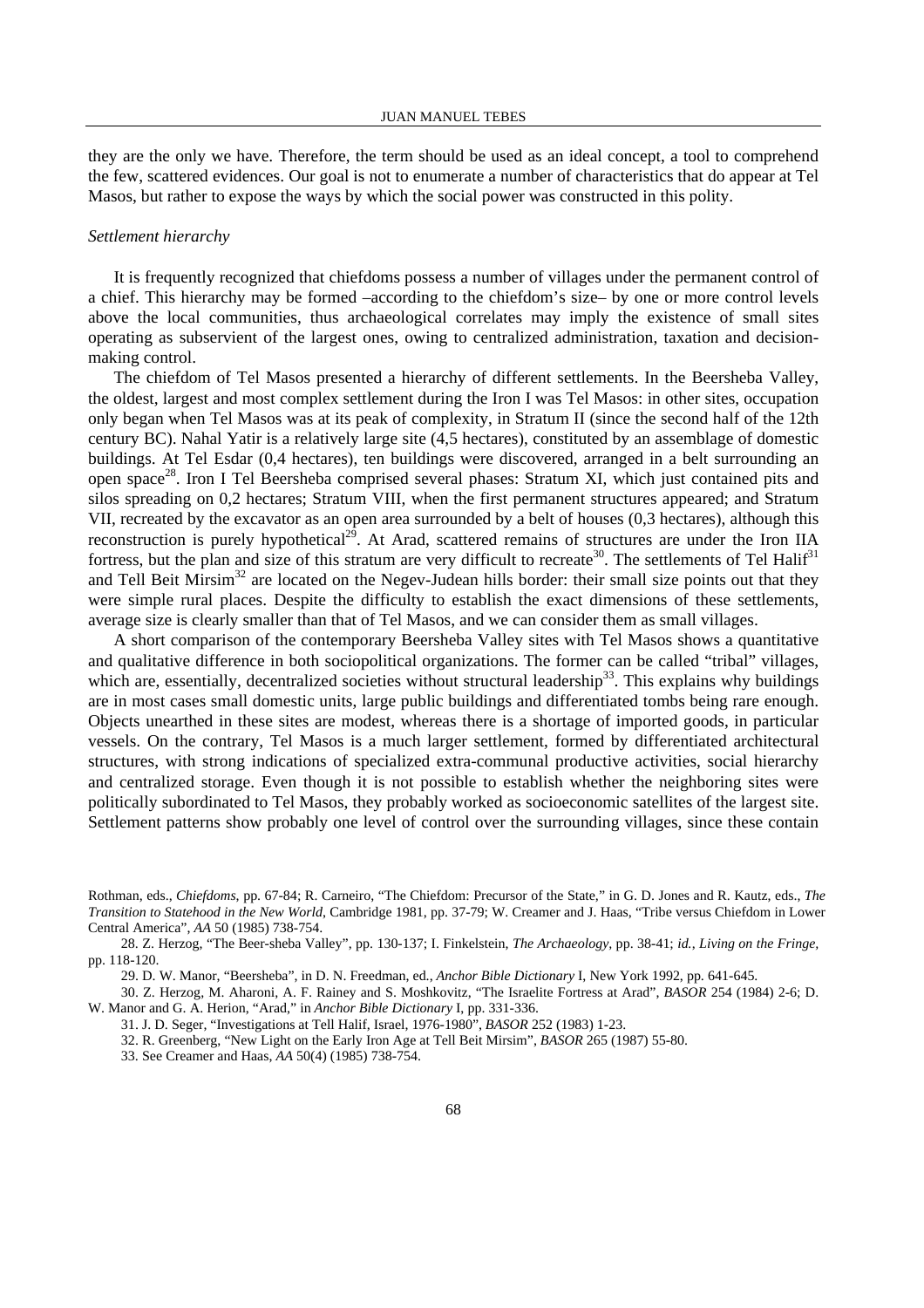they are the only we have. Therefore, the term should be used as an ideal concept, a tool to comprehend the few, scattered evidences. Our goal is not to enumerate a number of characteristics that do appear at Tel Masos, but rather to expose the ways by which the social power was constructed in this polity.

### *Settlement hierarchy*

It is frequently recognized that chiefdoms possess a number of villages under the permanent control of a chief. This hierarchy may be formed –according to the chiefdom's size– by one or more control levels above the local communities, thus archaeological correlates may imply the existence of small sites operating as subservient of the largest ones, owing to centralized administration, taxation and decision-making control.

The chiefdom of Tel Masos presented a hierarchy of different settlements. In the Beersheba Valley, the oldest, largest and most complex settlement during the Iron I was Tel Masos: in other sites, occupation only began when Tel Masos was at its peak of complexity, in Stratum II (since the second half of the 12th century BC). Nahal Yatir is a relatively large site (4,5 hectares), constituted by an assemblage of domestic buildings. At Tel Esdar (0,4 hectares), ten buildings were discovered, arranged in a belt surrounding an open space[28]. Iron I Tel Beersheba comprised several phases: Stratum XI, which just contained pits and silos spreading on 0,2 hectares; Stratum VIII, when the first permanent structures appeared; and Stratum VII, recreated by the excavator as an open area surrounded by a belt of houses (0,3 hectares), although this reconstruction is purely hypothetical[29]. At Arad, scattered remains of structures are under the Iron IIA fortress, but the plan and size of this stratum are very difficult to recreate[30]. The settlements of Tel Halif[31] and Tell Beit Mirsim[32] are located on the Negev-Judean hills border: their small size points out that they were simple rural places. Despite the difficulty to establish the exact dimensions of these settlements, average size is clearly smaller than that of Tel Masos, and we can consider them as small villages.

A short comparison of the contemporary Beersheba Valley sites with Tel Masos shows a quantitative and qualitative difference in both sociopolitical organizations. The former can be called "tribal" villages, which are, essentially, decentralized societies without structural leadership[33]. This explains why buildings are in most cases small domestic units, large public buildings and differentiated tombs being rare enough. Objects unearthed in these sites are modest, whereas there is a shortage of imported goods, in particular vessels. On the contrary, Tel Masos is a much larger settlement, formed by differentiated architectural structures, with strong indications of specialized extra-communal productive activities, social hierarchy and centralized storage. Even though it is not possible to establish whether the neighboring sites were politically subordinated to Tel Masos, they probably worked as socioeconomic satellites of the largest site. Settlement patterns show probably one level of control over the surrounding villages, since these contain

---

Rothman, eds., *Chiefdoms*, pp. 67-84; R. Carneiro, "The Chiefdom: Precursor of the State," in G. D. Jones and R. Kautz, eds., *The Transition to Statehood in the New World*, Cambridge 1981, pp. 37-79; W. Creamer and J. Haas, "Tribe versus Chiefdom in Lower Central America", *AA* 50 (1985) 738-754.

28. Z. Herzog, "The Beer-sheba Valley", pp. 130-137; I. Finkelstein, *The Archaeology*, pp. 38-41; *id.*, *Living on the Fringe*, pp. 118-120.

29. D. W. Manor, "Beersheba", in D. N. Freedman, ed., *Anchor Bible Dictionary* I, New York 1992, pp. 641-645.

30. Z. Herzog, M. Aharoni, A. F. Rainey and S. Moshkovitz, "The Israelite Fortress at Arad", *BASOR* 254 (1984) 2-6; D. W. Manor and G. A. Herion, "Arad," in *Anchor Bible Dictionary* I, pp. 331-336.

31. J. D. Seger, "Investigations at Tell Halif, Israel, 1976-1980", *BASOR* 252 (1983) 1-23.

32. R. Greenberg, "New Light on the Early Iron Age at Tell Beit Mirsim", *BASOR* 265 (1987) 55-80.

33. See Creamer and Haas, *AA* 50(4) (1985) 738-754.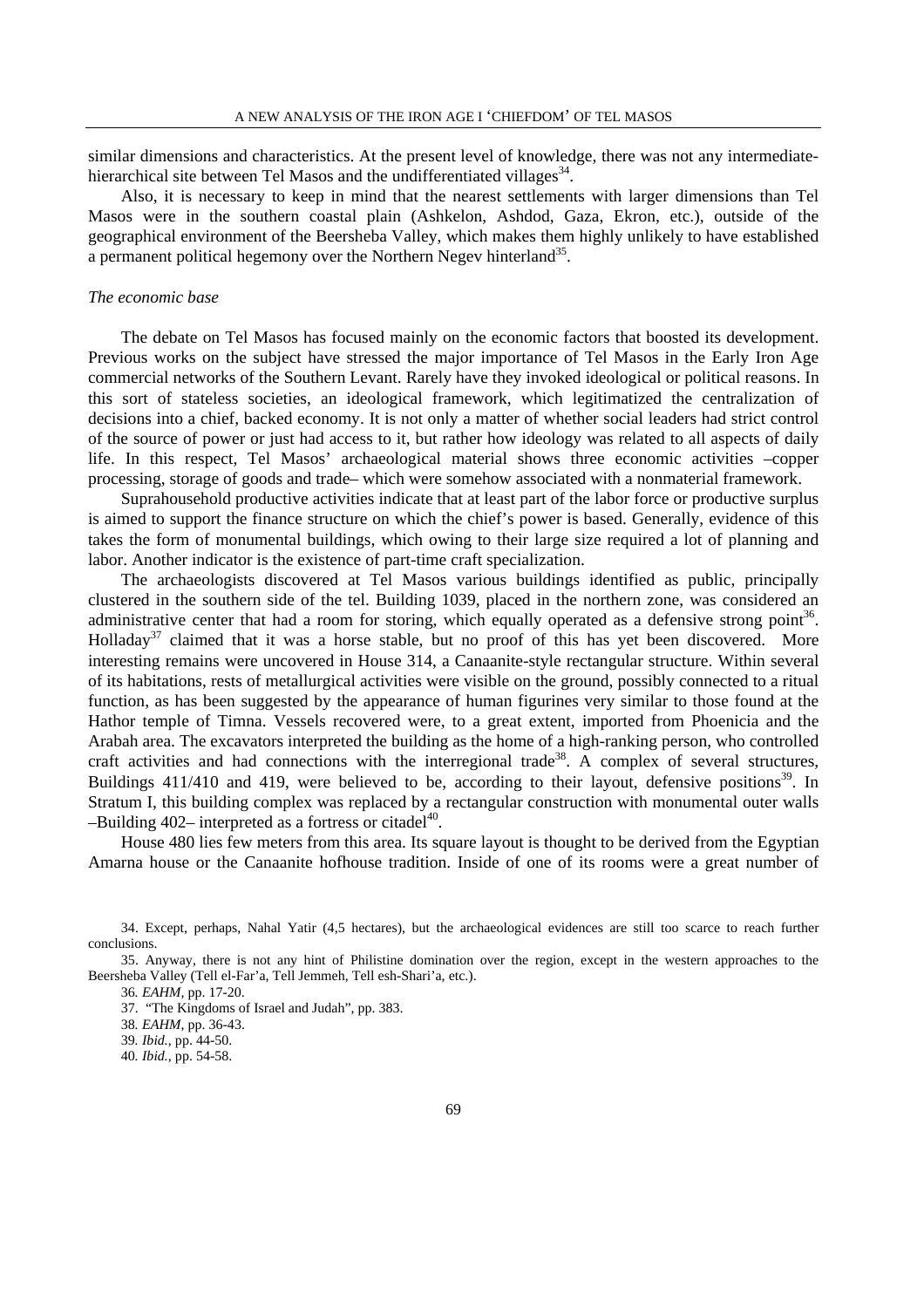similar dimensions and characteristics. At the present level of knowledge, there was not any intermediate-hierarchical site between Tel Masos and the undifferentiated villages[34].

Also, it is necessary to keep in mind that the nearest settlements with larger dimensions than Tel Masos were in the southern coastal plain (Ashkelon, Ashdod, Gaza, Ekron, etc.), outside of the geographical environment of the Beersheba Valley, which makes them highly unlikely to have established a permanent political hegemony over the Northern Negev hinterland[35].

*The economic base*

The debate on Tel Masos has focused mainly on the economic factors that boosted its development. Previous works on the subject have stressed the major importance of Tel Masos in the Early Iron Age commercial networks of the Southern Levant. Rarely have they invoked ideological or political reasons. In this sort of stateless societies, an ideological framework, which legitimatized the centralization of decisions into a chief, backed economy. It is not only a matter of whether social leaders had strict control of the source of power or just had access to it, but rather how ideology was related to all aspects of daily life. In this respect, Tel Masos' archaeological material shows three economic activities –copper processing, storage of goods and trade– which were somehow associated with a nonmaterial framework.

Suprahousehold productive activities indicate that at least part of the labor force or productive surplus is aimed to support the finance structure on which the chief's power is based. Generally, evidence of this takes the form of monumental buildings, which owing to their large size required a lot of planning and labor. Another indicator is the existence of part-time craft specialization.

The archaeologists discovered at Tel Masos various buildings identified as public, principally clustered in the southern side of the tel. Building 1039, placed in the northern zone, was considered an administrative center that had a room for storing, which equally operated as a defensive strong point[36]. Holladay[37] claimed that it was a horse stable, but no proof of this has yet been discovered. More interesting remains were uncovered in House 314, a Canaanite-style rectangular structure. Within several of its habitations, rests of metallurgical activities were visible on the ground, possibly connected to a ritual function, as has been suggested by the appearance of human figurines very similar to those found at the Hathor temple of Timna. Vessels recovered were, to a great extent, imported from Phoenicia and the Arabah area. The excavators interpreted the building as the home of a high-ranking person, who controlled craft activities and had connections with the interregional trade[38]. A complex of several structures, Buildings 411/410 and 419, were believed to be, according to their layout, defensive positions[39]. In Stratum I, this building complex was replaced by a rectangular construction with monumental outer walls –Building 402– interpreted as a fortress or citadel[40].

House 480 lies few meters from this area. Its square layout is thought to be derived from the Egyptian Amarna house or the Canaanite hofhouse tradition. Inside of one of its rooms were a great number of

34. Except, perhaps, Nahal Yatir (4,5 hectares), but the archaeological evidences are still too scarce to reach further conclusions.

35. Anyway, there is not any hint of Philistine domination over the region, except in the western approaches to the Beersheba Valley (Tell el-Far'a, Tell Jemmeh, Tell esh-Shari'a, etc.).

36. *EAHM*, pp. 17-20.

37. "The Kingdoms of Israel and Judah", pp. 383.

38. *EAHM*, pp. 36-43.

39. *Ibid.*, pp. 44-50.

40. *Ibid.*, pp. 54-58.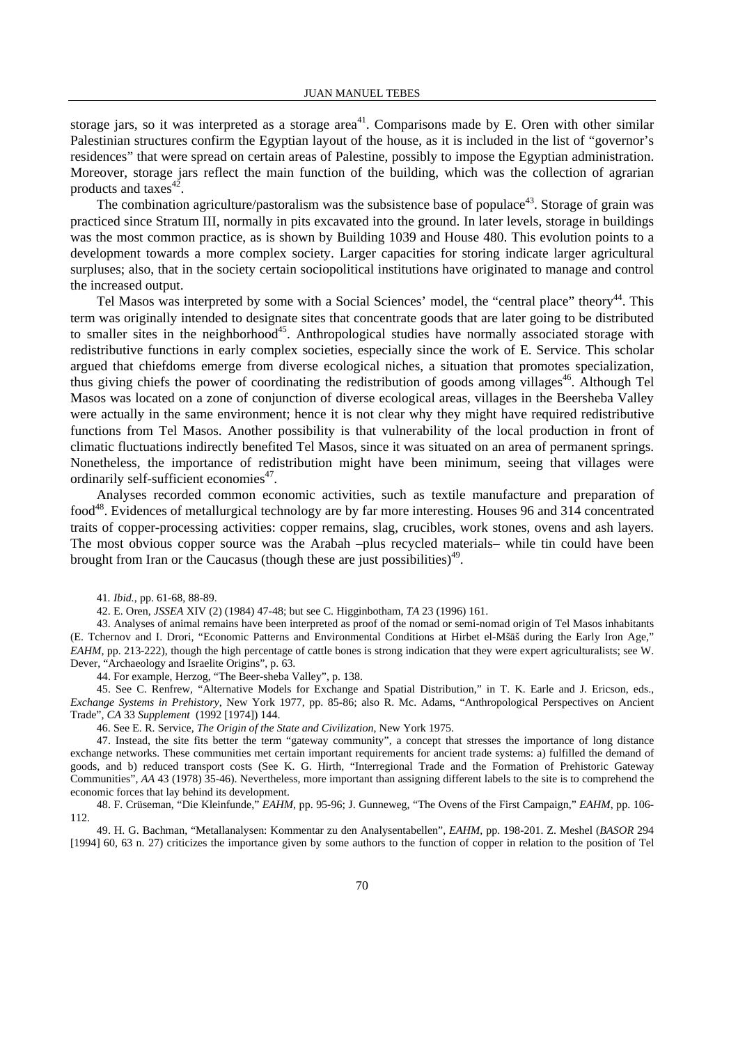storage jars, so it was interpreted as a storage area[41]. Comparisons made by E. Oren with other similar Palestinian structures confirm the Egyptian layout of the house, as it is included in the list of "governor's residences" that were spread on certain areas of Palestine, possibly to impose the Egyptian administration. Moreover, storage jars reflect the main function of the building, which was the collection of agrarian products and taxes[42].

The combination agriculture/pastoralism was the subsistence base of populace[43]. Storage of grain was practiced since Stratum III, normally in pits excavated into the ground. In later levels, storage in buildings was the most common practice, as is shown by Building 1039 and House 480. This evolution points to a development towards a more complex society. Larger capacities for storing indicate larger agricultural surpluses; also, that in the society certain sociopolitical institutions have originated to manage and control the increased output.

Tel Masos was interpreted by some with a Social Sciences' model, the "central place" theory[44]. This term was originally intended to designate sites that concentrate goods that are later going to be distributed to smaller sites in the neighborhood[45]. Anthropological studies have normally associated storage with redistributive functions in early complex societies, especially since the work of E. Service. This scholar argued that chiefdoms emerge from diverse ecological niches, a situation that promotes specialization, thus giving chiefs the power of coordinating the redistribution of goods among villages[46]. Although Tel Masos was located on a zone of conjunction of diverse ecological areas, villages in the Beersheba Valley were actually in the same environment; hence it is not clear why they might have required redistributive functions from Tel Masos. Another possibility is that vulnerability of the local production in front of climatic fluctuations indirectly benefited Tel Masos, since it was situated on an area of permanent springs. Nonetheless, the importance of redistribution might have been minimum, seeing that villages were ordinarily self-sufficient economies[47].

Analyses recorded common economic activities, such as textile manufacture and preparation of food[48]. Evidences of metallurgical technology are by far more interesting. Houses 96 and 314 concentrated traits of copper-processing activities: copper remains, slag, crucibles, work stones, ovens and ash layers. The most obvious copper source was the Arabah –plus recycled materials– while tin could have been brought from Iran or the Caucasus (though these are just possibilities)[49].

41. *Ibid.*, pp. 61-68, 88-89.

42. E. Oren, *JSSEA* XIV (2) (1984) 47-48; but see C. Higginbotham, *TA* 23 (1996) 161.

43. Analyses of animal remains have been interpreted as proof of the nomad or semi-nomad origin of Tel Masos inhabitants (E. Tchernov and I. Drori, "Economic Patterns and Environmental Conditions at Hirbet el-Mšāš during the Early Iron Age," *EAHM*, pp. 213-222), though the high percentage of cattle bones is strong indication that they were expert agriculturalists; see W. Dever, "Archaeology and Israelite Origins", p. 63.

44. For example, Herzog, "The Beer-sheba Valley", p. 138.

45. See C. Renfrew, "Alternative Models for Exchange and Spatial Distribution," in T. K. Earle and J. Ericson, eds., *Exchange Systems in Prehistory*, New York 1977, pp. 85-86; also R. Mc. Adams, "Anthropological Perspectives on Ancient Trade", *CA* 33 *Supplement* (1992 [1974]) 144.

46. See E. R. Service, *The Origin of the State and Civilization*, New York 1975.

47. Instead, the site fits better the term "gateway community", a concept that stresses the importance of long distance exchange networks. These communities met certain important requirements for ancient trade systems: a) fulfilled the demand of goods, and b) reduced transport costs (See K. G. Hirth, "Interregional Trade and the Formation of Prehistoric Gateway Communities", *AA* 43 (1978) 35-46). Nevertheless, more important than assigning different labels to the site is to comprehend the economic forces that lay behind its development.

48. F. Crüseman, "Die Kleinfunde," *EAHM*, pp. 95-96; J. Gunneweg, "The Ovens of the First Campaign," *EAHM*, pp. 106-112.

49. H. G. Bachman, "Metallanalysen: Kommentar zu den Analysentabellen", *EAHM*, pp. 198-201. Z. Meshel (*BASOR* 294 [1994] 60, 63 n. 27) criticizes the importance given by some authors to the function of copper in relation to the position of Tel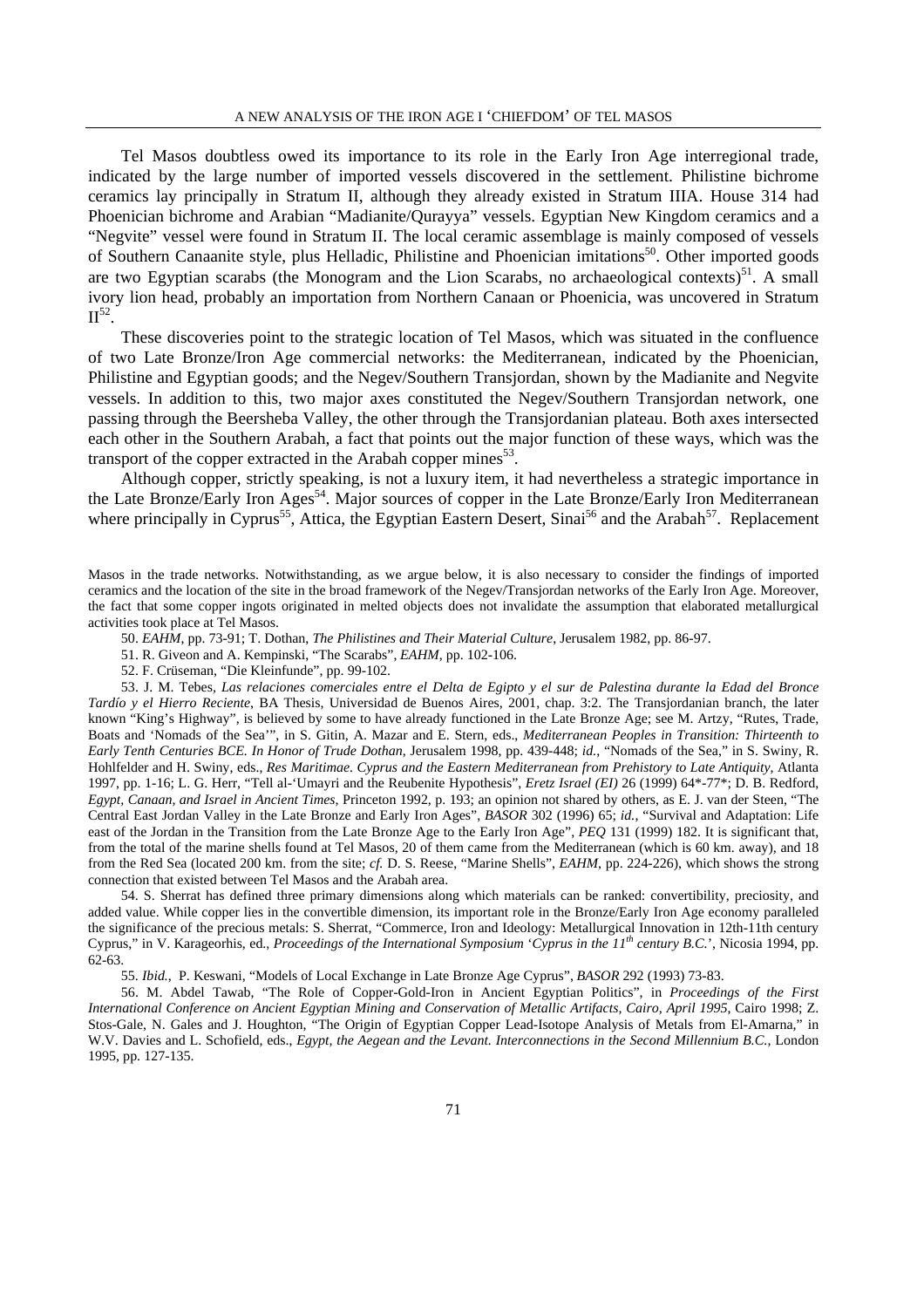Tel Masos doubtless owed its importance to its role in the Early Iron Age interregional trade, indicated by the large number of imported vessels discovered in the settlement. Philistine bichrome ceramics lay principally in Stratum II, although they already existed in Stratum IIIA. House 314 had Phoenician bichrome and Arabian "Madianite/Qurayya" vessels. Egyptian New Kingdom ceramics and a "Negvite" vessel were found in Stratum II. The local ceramic assemblage is mainly composed of vessels of Southern Canaanite style, plus Helladic, Philistine and Phoenician imitations[50]. Other imported goods are two Egyptian scarabs (the Monogram and the Lion Scarabs, no archaeological contexts)[51]. A small ivory lion head, probably an importation from Northern Canaan or Phoenicia, was uncovered in Stratum II[52].

These discoveries point to the strategic location of Tel Masos, which was situated in the confluence of two Late Bronze/Iron Age commercial networks: the Mediterranean, indicated by the Phoenician, Philistine and Egyptian goods; and the Negev/Southern Transjordan, shown by the Madianite and Negvite vessels. In addition to this, two major axes constituted the Negev/Southern Transjordan network, one passing through the Beersheba Valley, the other through the Transjordanian plateau. Both axes intersected each other in the Southern Arabah, a fact that points out the major function of these ways, which was the transport of the copper extracted in the Arabah copper mines[53].

Although copper, strictly speaking, is not a luxury item, it had nevertheless a strategic importance in the Late Bronze/Early Iron Ages[54]. Major sources of copper in the Late Bronze/Early Iron Mediterranean where principally in Cyprus[55], Attica, the Egyptian Eastern Desert, Sinai[56] and the Arabah[57]. Replacement

Masos in the trade networks. Notwithstanding, as we argue below, it is also necessary to consider the findings of imported ceramics and the location of the site in the broad framework of the Negev/Transjordan networks of the Early Iron Age. Moreover, the fact that some copper ingots originated in melted objects does not invalidate the assumption that elaborated metallurgical activities took place at Tel Masos.

50. *EAHM*, pp. 73-91; T. Dothan, *The Philistines and Their Material Culture*, Jerusalem 1982, pp. 86-97.

51. R. Giveon and A. Kempinski, "The Scarabs", *EAHM*, pp. 102-106.

52. F. Crüseman, "Die Kleinfunde", pp. 99-102.

53. J. M. Tebes, *Las relaciones comerciales entre el Delta de Egipto y el sur de Palestina durante la Edad del Bronce Tardío y el Hierro Reciente*, BA Thesis, Universidad de Buenos Aires, 2001, chap. 3:2. The Transjordanian branch, the later known "King's Highway", is believed by some to have already functioned in the Late Bronze Age; see M. Artzy, "Rutes, Trade, Boats and 'Nomads of the Sea'", in S. Gitin, A. Mazar and E. Stern, eds., *Mediterranean Peoples in Transition: Thirteenth to Early Tenth Centuries BCE. In Honor of Trude Dothan*, Jerusalem 1998, pp. 439-448; *id.*, "Nomads of the Sea," in S. Swiny, R. Hohlfelder and H. Swiny, eds., *Res Maritimae. Cyprus and the Eastern Mediterranean from Prehistory to Late Antiquity*, Atlanta 1997, pp. 1-16; L. G. Herr, "Tell al-'Umayri and the Reubenite Hypothesis", *Eretz Israel (EI)* 26 (1999) 64*-77*; D. B. Redford, *Egypt, Canaan, and Israel in Ancient Times*, Princeton 1992, p. 193; an opinion not shared by others, as E. J. van der Steen, "The Central East Jordan Valley in the Late Bronze and Early Iron Ages", *BASOR* 302 (1996) 65; *id.*, "Survival and Adaptation: Life east of the Jordan in the Transition from the Late Bronze Age to the Early Iron Age", *PEQ* 131 (1999) 182. It is significant that, from the total of the marine shells found at Tel Masos, 20 of them came from the Mediterranean (which is 60 km. away), and 18 from the Red Sea (located 200 km. from the site; *cf.* D. S. Reese, "Marine Shells", *EAHM*, pp. 224-226), which shows the strong connection that existed between Tel Masos and the Arabah area.

54. S. Sherrat has defined three primary dimensions along which materials can be ranked: convertibility, preciosity, and added value. While copper lies in the convertible dimension, its important role in the Bronze/Early Iron Age economy paralleled the significance of the precious metals: S. Sherrat, "Commerce, Iron and Ideology: Metallurgical Innovation in 12th-11th century Cyprus," in V. Karageorhis, ed., *Proceedings of the International Symposium 'Cyprus in the 11th century B.C.'*, Nicosia 1994, pp. 62-63.

55. *Ibid.*, P. Keswani, "Models of Local Exchange in Late Bronze Age Cyprus", *BASOR* 292 (1993) 73-83.

56. M. Abdel Tawab, "The Role of Copper-Gold-Iron in Ancient Egyptian Politics", in *Proceedings of the First International Conference on Ancient Egyptian Mining and Conservation of Metallic Artifacts, Cairo, April 1995*, Cairo 1998; Z. Stos-Gale, N. Gales and J. Houghton, "The Origin of Egyptian Copper Lead-Isotope Analysis of Metals from El-Amarna," in W.V. Davies and L. Schofield, eds., *Egypt, the Aegean and the Levant. Interconnections in the Second Millennium B.C.*, London 1995, pp. 127-135.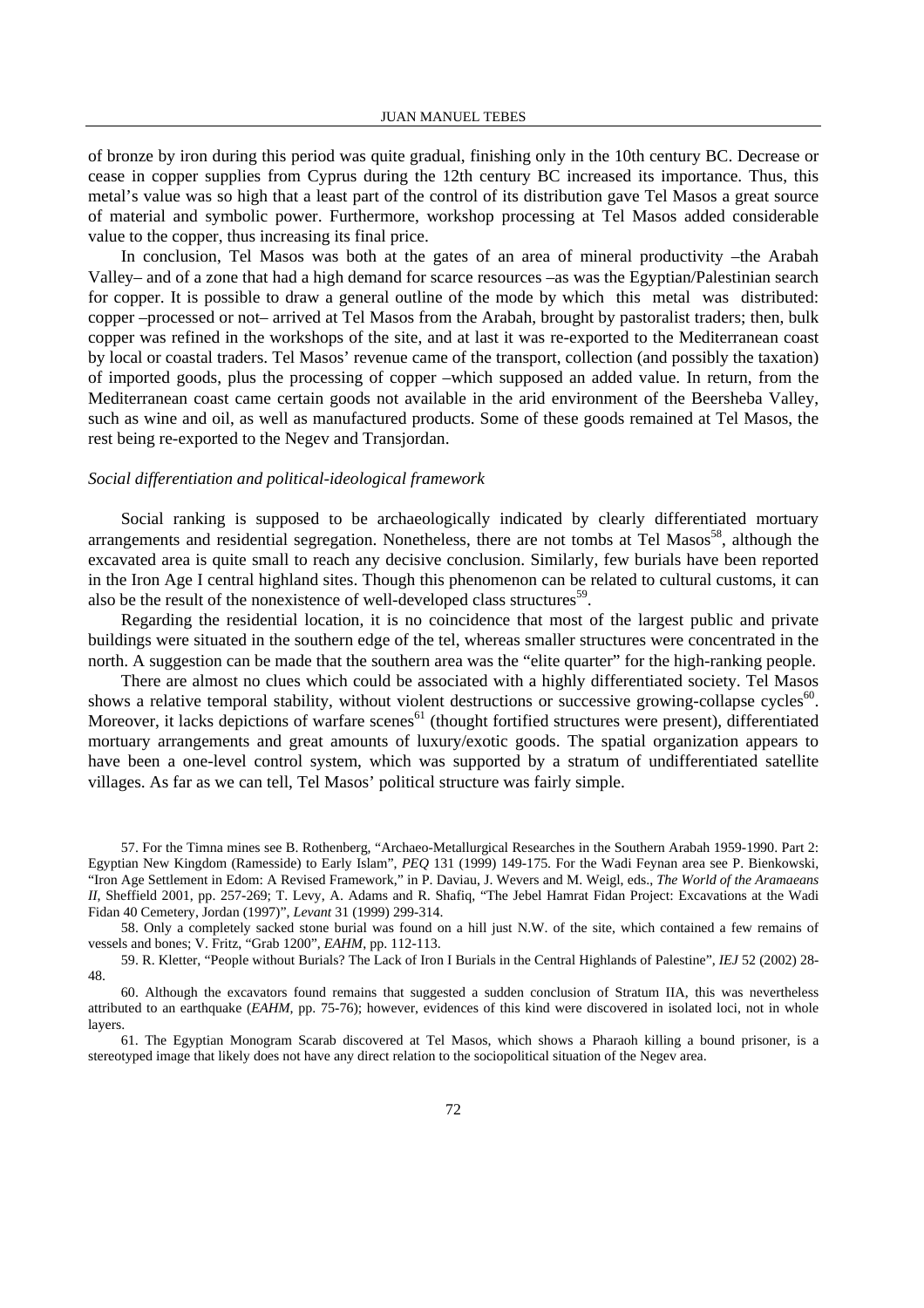of bronze by iron during this period was quite gradual, finishing only in the 10th century BC. Decrease or cease in copper supplies from Cyprus during the 12th century BC increased its importance. Thus, this metal's value was so high that a least part of the control of its distribution gave Tel Masos a great source of material and symbolic power. Furthermore, workshop processing at Tel Masos added considerable value to the copper, thus increasing its final price.

In conclusion, Tel Masos was both at the gates of an area of mineral productivity –the Arabah Valley– and of a zone that had a high demand for scarce resources –as was the Egyptian/Palestinian search for copper. It is possible to draw a general outline of the mode by which this metal was distributed: copper –processed or not– arrived at Tel Masos from the Arabah, brought by pastoralist traders; then, bulk copper was refined in the workshops of the site, and at last it was re-exported to the Mediterranean coast by local or coastal traders. Tel Masos' revenue came of the transport, collection (and possibly the taxation) of imported goods, plus the processing of copper –which supposed an added value. In return, from the Mediterranean coast came certain goods not available in the arid environment of the Beersheba Valley, such as wine and oil, as well as manufactured products. Some of these goods remained at Tel Masos, the rest being re-exported to the Negev and Transjordan.

*Social differentiation and political-ideological framework*

Social ranking is supposed to be archaeologically indicated by clearly differentiated mortuary arrangements and residential segregation. Nonetheless, there are not tombs at Tel Masos[58], although the excavated area is quite small to reach any decisive conclusion. Similarly, few burials have been reported in the Iron Age I central highland sites. Though this phenomenon can be related to cultural customs, it can also be the result of the nonexistence of well-developed class structures[59].

Regarding the residential location, it is no coincidence that most of the largest public and private buildings were situated in the southern edge of the tel, whereas smaller structures were concentrated in the north. A suggestion can be made that the southern area was the "elite quarter" for the high-ranking people.

There are almost no clues which could be associated with a highly differentiated society. Tel Masos shows a relative temporal stability, without violent destructions or successive growing-collapse cycles[60]. Moreover, it lacks depictions of warfare scenes[61] (thought fortified structures were present), differentiated mortuary arrangements and great amounts of luxury/exotic goods. The spatial organization appears to have been a one-level control system, which was supported by a stratum of undifferentiated satellite villages. As far as we can tell, Tel Masos' political structure was fairly simple.

57. For the Timna mines see B. Rothenberg, "Archaeo-Metallurgical Researches in the Southern Arabah 1959-1990. Part 2: Egyptian New Kingdom (Ramesside) to Early Islam", *PEQ* 131 (1999) 149-175. For the Wadi Feynan area see P. Bienkowski, "Iron Age Settlement in Edom: A Revised Framework," in P. Daviau, J. Wevers and M. Weigl, eds., *The World of the Aramaeans II*, Sheffield 2001, pp. 257-269; T. Levy, A. Adams and R. Shafiq, "The Jebel Hamrat Fidan Project: Excavations at the Wadi Fidan 40 Cemetery, Jordan (1997)", *Levant* 31 (1999) 299-314.

58. Only a completely sacked stone burial was found on a hill just N.W. of the site, which contained a few remains of vessels and bones; V. Fritz, "Grab 1200", *EAHM*, pp. 112-113.

59. R. Kletter, "People without Burials? The Lack of Iron I Burials in the Central Highlands of Palestine", *IEJ* 52 (2002) 28-48.

60. Although the excavators found remains that suggested a sudden conclusion of Stratum IIA, this was nevertheless attributed to an earthquake (*EAHM*, pp. 75-76); however, evidences of this kind were discovered in isolated loci, not in whole layers.

61. The Egyptian Monogram Scarab discovered at Tel Masos, which shows a Pharaoh killing a bound prisoner, is a stereotyped image that likely does not have any direct relation to the sociopolitical situation of the Negev area.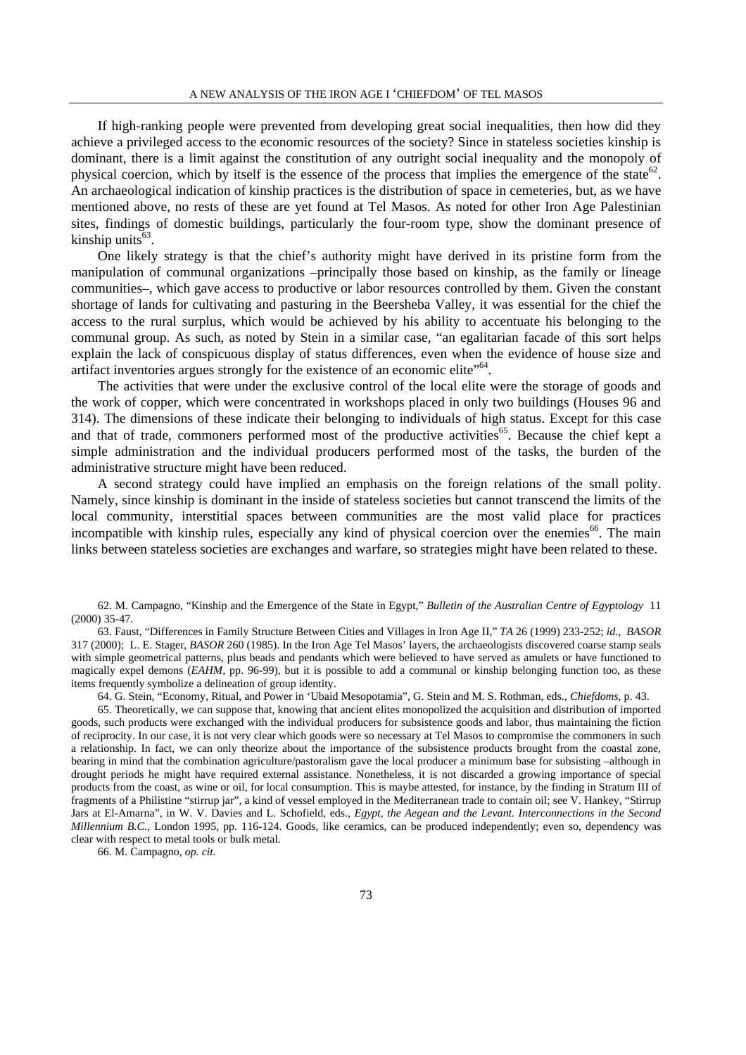If high-ranking people were prevented from developing great social inequalities, then how did they achieve a privileged access to the economic resources of the society? Since in stateless societies kinship is dominant, there is a limit against the constitution of any outright social inequality and the monopoly of physical coercion, which by itself is the essence of the process that implies the emergence of the state[62]. An archaeological indication of kinship practices is the distribution of space in cemeteries, but, as we have mentioned above, no rests of these are yet found at Tel Masos. As noted for other Iron Age Palestinian sites, findings of domestic buildings, particularly the four-room type, show the dominant presence of kinship units[63].

One likely strategy is that the chief's authority might have derived in its pristine form from the manipulation of communal organizations –principally those based on kinship, as the family or lineage communities–, which gave access to productive or labor resources controlled by them. Given the constant shortage of lands for cultivating and pasturing in the Beersheba Valley, it was essential for the chief the access to the rural surplus, which would be achieved by his ability to accentuate his belonging to the communal group. As such, as noted by Stein in a similar case, "an egalitarian facade of this sort helps explain the lack of conspicuous display of status differences, even when the evidence of house size and artifact inventories argues strongly for the existence of an economic elite"[64].

The activities that were under the exclusive control of the local elite were the storage of goods and the work of copper, which were concentrated in workshops placed in only two buildings (Houses 96 and 314). The dimensions of these indicate their belonging to individuals of high status. Except for this case and that of trade, commoners performed most of the productive activities[65]. Because the chief kept a simple administration and the individual producers performed most of the tasks, the burden of the administrative structure might have been reduced.

A second strategy could have implied an emphasis on the foreign relations of the small polity. Namely, since kinship is dominant in the inside of stateless societies but cannot transcend the limits of the local community, interstitial spaces between communities are the most valid place for practices incompatible with kinship rules, especially any kind of physical coercion over the enemies[66]. The main links between stateless societies are exchanges and warfare, so strategies might have been related to these.

62. M. Campagno, "Kinship and the Emergence of the State in Egypt," *Bulletin of the Australian Centre of Egyptology* 11 (2000) 35-47.

63. Faust, "Differences in Family Structure Between Cities and Villages in Iron Age II," *TA* 26 (1999) 233-252; *id.*, *BASOR* 317 (2000); L. E. Stager, *BASOR* 260 (1985). In the Iron Age Tel Masos' layers, the archaeologists discovered coarse stamp seals with simple geometrical patterns, plus beads and pendants which were believed to have served as amulets or have functioned to magically expel demons (*EAHM*, pp. 96-99), but it is possible to add a communal or kinship belonging function too, as these items frequently symbolize a delineation of group identity.

64. G. Stein, "Economy, Ritual, and Power in 'Ubaid Mesopotamia", G. Stein and M. S. Rothman, eds., *Chiefdoms*, p. 43.

65. Theoretically, we can suppose that, knowing that ancient elites monopolized the acquisition and distribution of imported goods, such products were exchanged with the individual producers for subsistence goods and labor, thus maintaining the fiction of reciprocity. In our case, it is not very clear which goods were so necessary at Tel Masos to compromise the commoners in such a relationship. In fact, we can only theorize about the importance of the subsistence products brought from the coastal zone, bearing in mind that the combination agriculture/pastoralism gave the local producer a minimum base for subsisting –although in drought periods he might have required external assistance. Nonetheless, it is not discarded a growing importance of special products from the coast, as wine or oil, for local consumption. This is maybe attested, for instance, by the finding in Stratum III of fragments of a Philistine "stirrup jar", a kind of vessel employed in the Mediterranean trade to contain oil; see V. Hankey, "Stirrup Jars at El-Amarna", in W. V. Davies and L. Schofield, eds., *Egypt, the Aegean and the Levant. Interconnections in the Second Millennium B.C.*, London 1995, pp. 116-124. Goods, like ceramics, can be produced independently; even so, dependency was clear with respect to metal tools or bulk metal.

66. M. Campagno, *op. cit.*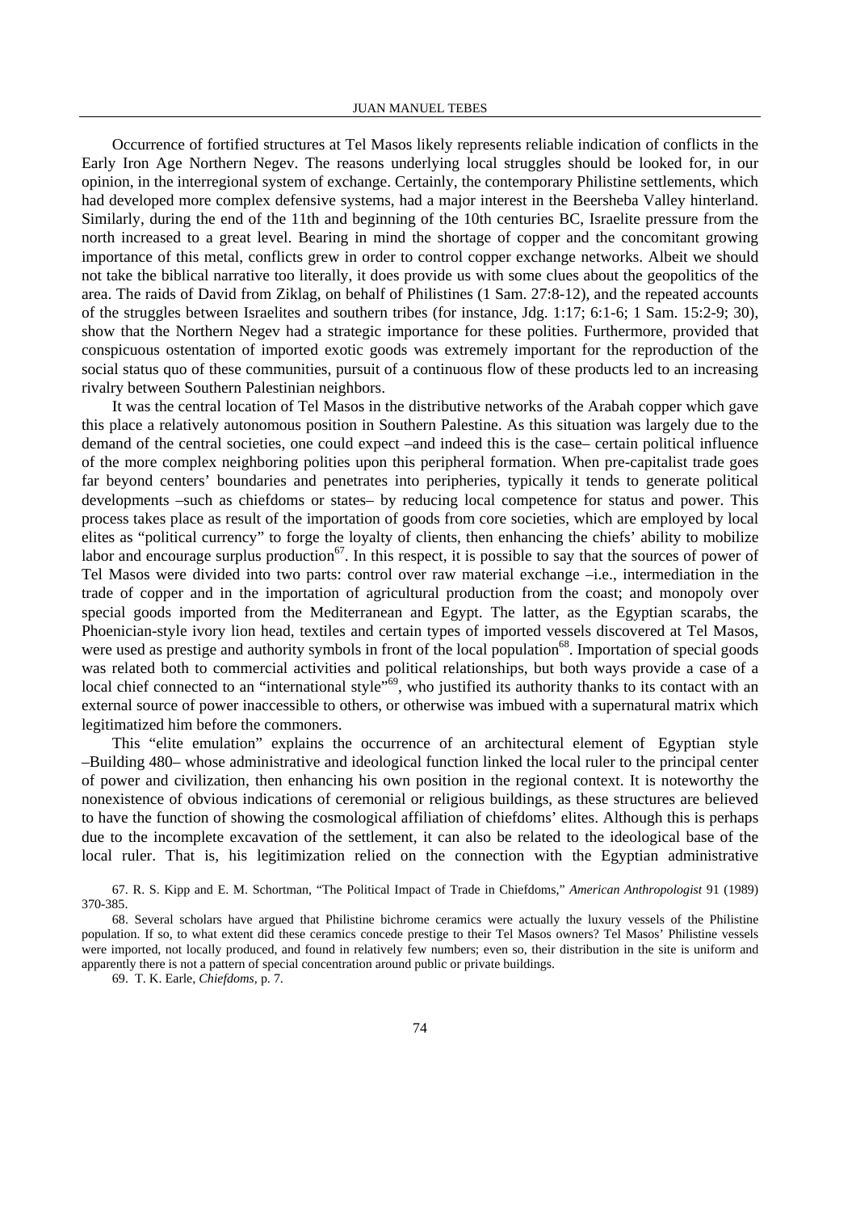Occurrence of fortified structures at Tel Masos likely represents reliable indication of conflicts in the Early Iron Age Northern Negev. The reasons underlying local struggles should be looked for, in our opinion, in the interregional system of exchange. Certainly, the contemporary Philistine settlements, which had developed more complex defensive systems, had a major interest in the Beersheba Valley hinterland. Similarly, during the end of the 11th and beginning of the 10th centuries BC, Israelite pressure from the north increased to a great level. Bearing in mind the shortage of copper and the concomitant growing importance of this metal, conflicts grew in order to control copper exchange networks. Albeit we should not take the biblical narrative too literally, it does provide us with some clues about the geopolitics of the area. The raids of David from Ziklag, on behalf of Philistines (1 Sam. 27:8-12), and the repeated accounts of the struggles between Israelites and southern tribes (for instance, Jdg. 1:17; 6:1-6; 1 Sam. 15:2-9; 30), show that the Northern Negev had a strategic importance for these polities. Furthermore, provided that conspicuous ostentation of imported exotic goods was extremely important for the reproduction of the social status quo of these communities, pursuit of a continuous flow of these products led to an increasing rivalry between Southern Palestinian neighbors.

It was the central location of Tel Masos in the distributive networks of the Arabah copper which gave this place a relatively autonomous position in Southern Palestine. As this situation was largely due to the demand of the central societies, one could expect –and indeed this is the case– certain political influence of the more complex neighboring polities upon this peripheral formation. When pre-capitalist trade goes far beyond centers' boundaries and penetrates into peripheries, typically it tends to generate political developments –such as chiefdoms or states– by reducing local competence for status and power. This process takes place as result of the importation of goods from core societies, which are employed by local elites as "political currency" to forge the loyalty of clients, then enhancing the chiefs' ability to mobilize labor and encourage surplus production[67]. In this respect, it is possible to say that the sources of power of Tel Masos were divided into two parts: control over raw material exchange –i.e., intermediation in the trade of copper and in the importation of agricultural production from the coast; and monopoly over special goods imported from the Mediterranean and Egypt. The latter, as the Egyptian scarabs, the Phoenician-style ivory lion head, textiles and certain types of imported vessels discovered at Tel Masos, were used as prestige and authority symbols in front of the local population[68]. Importation of special goods was related both to commercial activities and political relationships, but both ways provide a case of a local chief connected to an "international style"[69], who justified its authority thanks to its contact with an external source of power inaccessible to others, or otherwise was imbued with a supernatural matrix which legitimatized him before the commoners.

This "elite emulation" explains the occurrence of an architectural element of Egyptian style –Building 480– whose administrative and ideological function linked the local ruler to the principal center of power and civilization, then enhancing his own position in the regional context. It is noteworthy the nonexistence of obvious indications of ceremonial or religious buildings, as these structures are believed to have the function of showing the cosmological affiliation of chiefdoms' elites. Although this is perhaps due to the incomplete excavation of the settlement, it can also be related to the ideological base of the local ruler. That is, his legitimization relied on the connection with the Egyptian administrative

---

67. R. S. Kipp and E. M. Schortman, "The Political Impact of Trade in Chiefdoms," *American Anthropologist* 91 (1989) 370-385.

68. Several scholars have argued that Philistine bichrome ceramics were actually the luxury vessels of the Philistine population. If so, to what extent did these ceramics concede prestige to their Tel Masos owners? Tel Masos' Philistine vessels were imported, not locally produced, and found in relatively few numbers; even so, their distribution in the site is uniform and apparently there is not a pattern of special concentration around public or private buildings.

69. T. K. Earle, *Chiefdoms*, p. 7.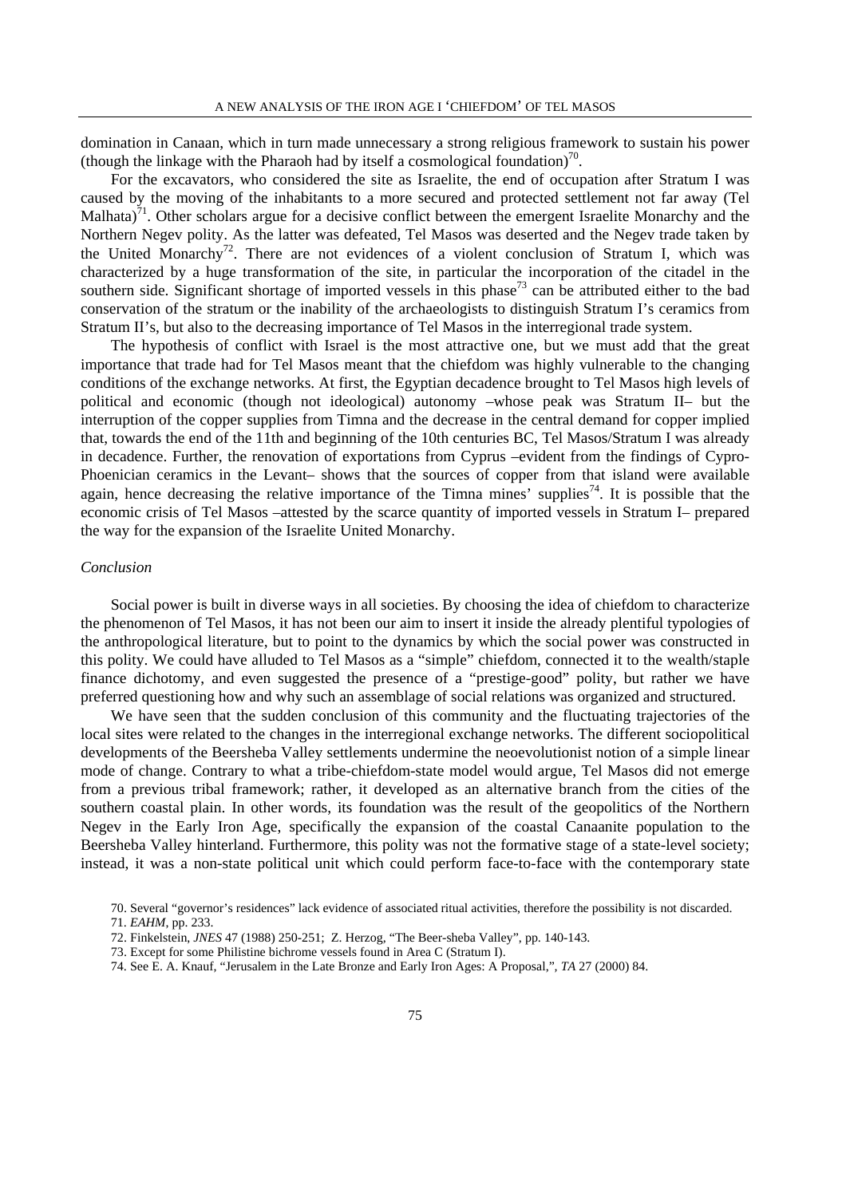domination in Canaan, which in turn made unnecessary a strong religious framework to sustain his power (though the linkage with the Pharaoh had by itself a cosmological foundation)[70].

For the excavators, who considered the site as Israelite, the end of occupation after Stratum I was caused by the moving of the inhabitants to a more secured and protected settlement not far away (Tel Malhata)[71]. Other scholars argue for a decisive conflict between the emergent Israelite Monarchy and the Northern Negev polity. As the latter was defeated, Tel Masos was deserted and the Negev trade taken by the United Monarchy[72]. There are not evidences of a violent conclusion of Stratum I, which was characterized by a huge transformation of the site, in particular the incorporation of the citadel in the southern side. Significant shortage of imported vessels in this phase[73] can be attributed either to the bad conservation of the stratum or the inability of the archaeologists to distinguish Stratum I's ceramics from Stratum II's, but also to the decreasing importance of Tel Masos in the interregional trade system.

The hypothesis of conflict with Israel is the most attractive one, but we must add that the great importance that trade had for Tel Masos meant that the chiefdom was highly vulnerable to the changing conditions of the exchange networks. At first, the Egyptian decadence brought to Tel Masos high levels of political and economic (though not ideological) autonomy –whose peak was Stratum II– but the interruption of the copper supplies from Timna and the decrease in the central demand for copper implied that, towards the end of the 11th and beginning of the 10th centuries BC, Tel Masos/Stratum I was already in decadence. Further, the renovation of exportations from Cyprus –evident from the findings of Cypro-Phoenician ceramics in the Levant– shows that the sources of copper from that island were available again, hence decreasing the relative importance of the Timna mines' supplies[74]. It is possible that the economic crisis of Tel Masos –attested by the scarce quantity of imported vessels in Stratum I– prepared the way for the expansion of the Israelite United Monarchy.

### *Conclusion*

Social power is built in diverse ways in all societies. By choosing the idea of chiefdom to characterize the phenomenon of Tel Masos, it has not been our aim to insert it inside the already plentiful typologies of the anthropological literature, but to point to the dynamics by which the social power was constructed in this polity. We could have alluded to Tel Masos as a "simple" chiefdom, connected it to the wealth/staple finance dichotomy, and even suggested the presence of a "prestige-good" polity, but rather we have preferred questioning how and why such an assemblage of social relations was organized and structured.

We have seen that the sudden conclusion of this community and the fluctuating trajectories of the local sites were related to the changes in the interregional exchange networks. The different sociopolitical developments of the Beersheba Valley settlements undermine the neoevolutionist notion of a simple linear mode of change. Contrary to what a tribe-chiefdom-state model would argue, Tel Masos did not emerge from a previous tribal framework; rather, it developed as an alternative branch from the cities of the southern coastal plain. In other words, its foundation was the result of the geopolitics of the Northern Negev in the Early Iron Age, specifically the expansion of the coastal Canaanite population to the Beersheba Valley hinterland. Furthermore, this polity was not the formative stage of a state-level society; instead, it was a non-state political unit which could perform face-to-face with the contemporary state

70. Several "governor's residences" lack evidence of associated ritual activities, therefore the possibility is not discarded.

71. *EAHM*, pp. 233.

72. Finkelstein, *JNES* 47 (1988) 250-251; Z. Herzog, "The Beer-sheba Valley", pp. 140-143.

73. Except for some Philistine bichrome vessels found in Area C (Stratum I).

74. See E. A. Knauf, "Jerusalem in the Late Bronze and Early Iron Ages: A Proposal,", *TA* 27 (2000) 84.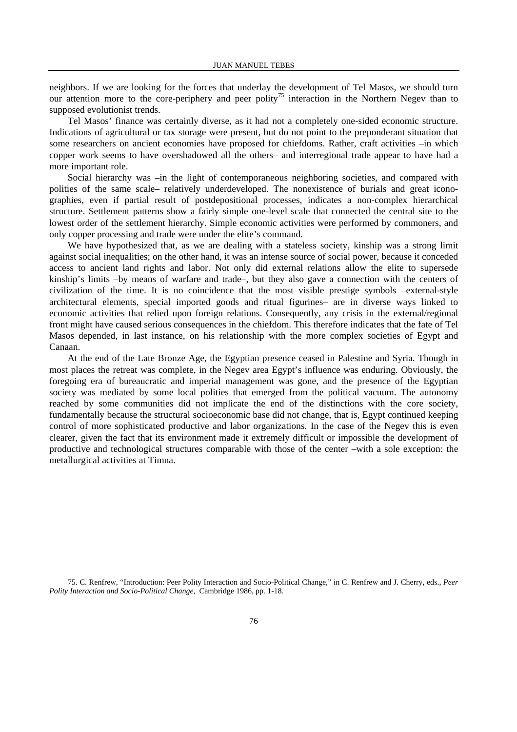neighbors. If we are looking for the forces that underlay the development of Tel Masos, we should turn our attention more to the core-periphery and peer polity[75] interaction in the Northern Negev than to supposed evolutionist trends.

Tel Masos' finance was certainly diverse, as it had not a completely one-sided economic structure. Indications of agricultural or tax storage were present, but do not point to the preponderant situation that some researchers on ancient economies have proposed for chiefdoms. Rather, craft activities –in which copper work seems to have overshadowed all the others– and interregional trade appear to have had a more important role.

Social hierarchy was –in the light of contemporaneous neighboring societies, and compared with polities of the same scale– relatively underdeveloped. The nonexistence of burials and great iconographies, even if partial result of postdepositional processes, indicates a non-complex hierarchical structure. Settlement patterns show a fairly simple one-level scale that connected the central site to the lowest order of the settlement hierarchy. Simple economic activities were performed by commoners, and only copper processing and trade were under the elite's command.

We have hypothesized that, as we are dealing with a stateless society, kinship was a strong limit against social inequalities; on the other hand, it was an intense source of social power, because it conceded access to ancient land rights and labor. Not only did external relations allow the elite to supersede kinship's limits –by means of warfare and trade–, but they also gave a connection with the centers of civilization of the time. It is no coincidence that the most visible prestige symbols –external-style architectural elements, special imported goods and ritual figurines– are in diverse ways linked to economic activities that relied upon foreign relations. Consequently, any crisis in the external/regional front might have caused serious consequences in the chiefdom. This therefore indicates that the fate of Tel Masos depended, in last instance, on his relationship with the more complex societies of Egypt and Canaan.

At the end of the Late Bronze Age, the Egyptian presence ceased in Palestine and Syria. Though in most places the retreat was complete, in the Negev area Egypt's influence was enduring. Obviously, the foregoing era of bureaucratic and imperial management was gone, and the presence of the Egyptian society was mediated by some local polities that emerged from the political vacuum. The autonomy reached by some communities did not implicate the end of the distinctions with the core society, fundamentally because the structural socioeconomic base did not change, that is, Egypt continued keeping control of more sophisticated productive and labor organizations. In the case of the Negev this is even clearer, given the fact that its environment made it extremely difficult or impossible the development of productive and technological structures comparable with those of the center –with a sole exception: the metallurgical activities at Timna.

75. C. Renfrew, "Introduction: Peer Polity Interaction and Socio-Political Change," in C. Renfrew and J. Cherry, eds., *Peer Polity Interaction and Socio-Political Change*, Cambridge 1986, pp. 1-18.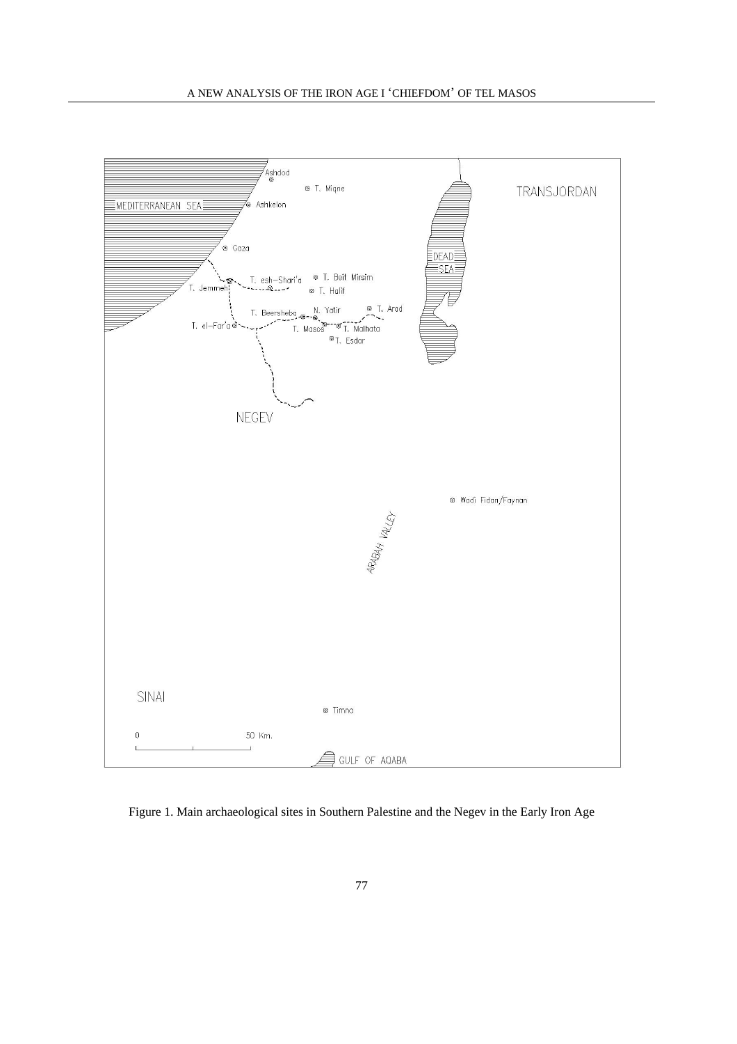Figure 1. Main archaeological sites in Southern Palestine and the Negev in the Early Iron Age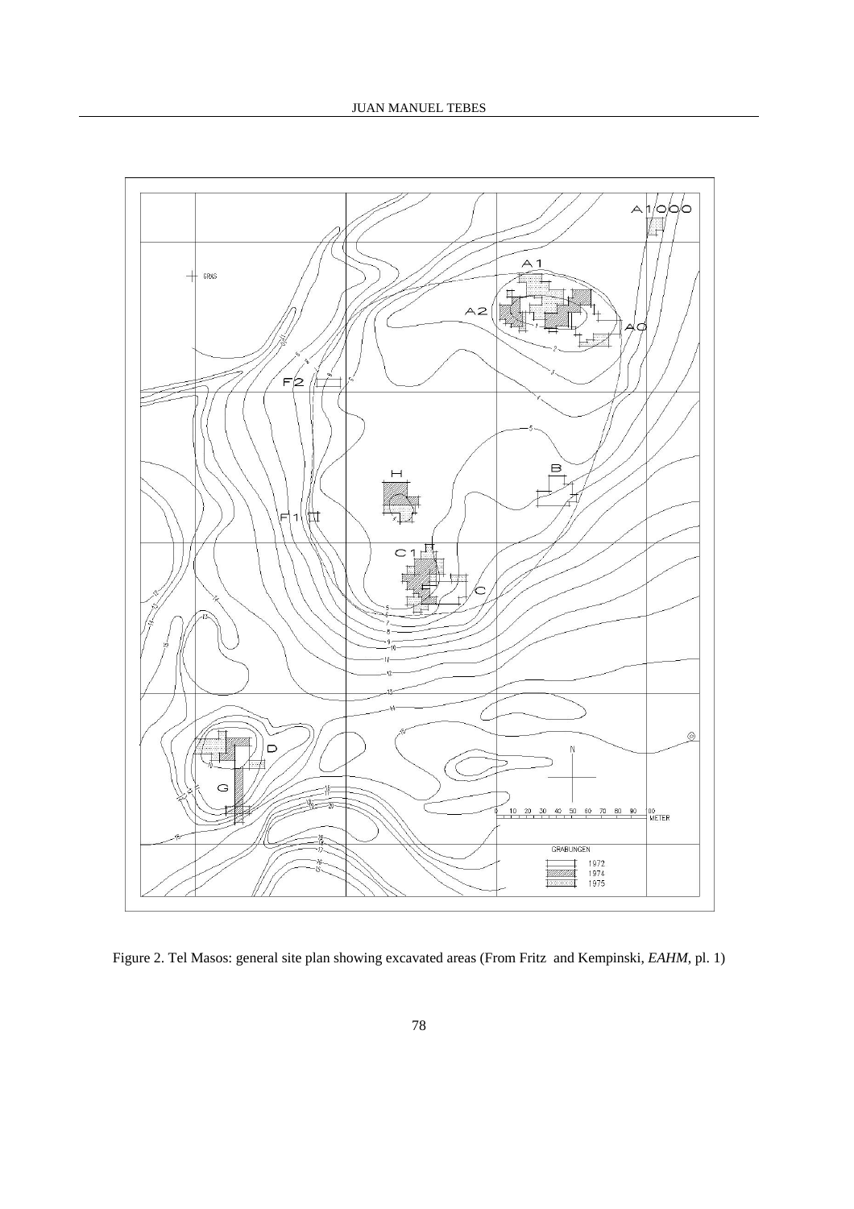A1000

A1

GRAS

A2

A0

F2

H

B

F1

C1

C

D

G

N

0 10 20 30 40 50 60 70 80 90 100 METER

GRABUNGEN

1972

1974

1975

Figure 2. Tel Masos: general site plan showing excavated areas (From Fritz and Kempinski, *EAHM*, pl. 1)